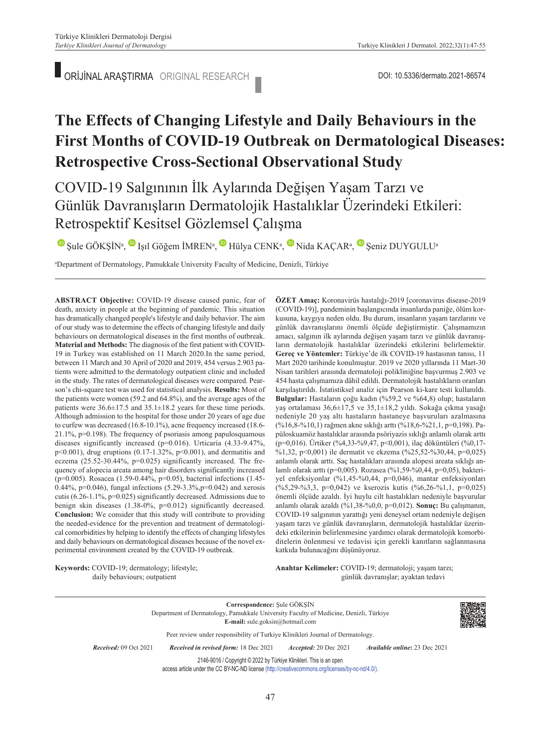ORİJİNAL ARAŞTIRMA ORIGINAL RESEARCH

DOI: 10.5336/dermato.2021-86574

# The Effects of Changing Lifestyle and Daily Behaviours in the First Months of COVID-19 Outbreak on Dermatological Diseases: Retrospective Cross-Sectional Observational Study

## COVID-19 Salgınının İlk Aylarında Değişen Yaşam Tarzı ve Günlük Davranışların Dermatolojik Hastalıklar Üzerindeki Etkileri: Retrospektif Kesitsel Gözlemsel Çalışma

Şule GÖKŞİN[a], Işıl Göğem İMREN[a], Hülya CENK[a], Nida KAÇAR[a], Şeniz DUYGULU[a]

[a]Department of Dermatology, Pamukkale University Faculty of Medicine, Denizli, Türkiye

**ABSTRACT Objective:** COVID-19 disease caused panic, fear of death, anxiety in people at the beginning of pandemic. This situation has dramatically changed people's lifestyle and daily behavior. The aim of our study was to determine the effects of changing lifestyle and daily behaviours on dermatological diseases in the first months of outbreak. **Material and Methods:** The diagnosis of the first patient with COVID-19 in Turkey was established on 11 March 2020.In the same period, between 11 March and 30 April of 2020 and 2019, 454 versus 2.903 patients were admitted to the dermatology outpatient clinic and included in the study. The rates of dermatological diseases were compared. Pearson's chi-square test was used for statistical analysis. **Results:** Most of the patients were women (59.2 and 64.8%), and the average ages of the patients were 36.6±17.5 and 35.1±18.2 years for these time periods. Although admission to the hospital for those under 20 years of age due to curfew was decreased (16.8-10.1%), acne frequency increased (18.6-21.1%, p=0.198). The frequency of psoriasis among papulosquamous diseases significantly increased (p=0.016). Urticaria (4.33-9.47%, p<0.001), drug eruptions (0.17-1.32%, p<0.001), and dermatitis and eczema (25.52-30.44%, p=0.025) significantly increased. The frequency of alopecia areata among hair disorders significantly increased (p=0.005). Rosacea (1.59-0.44%, p=0.05), bacterial infections (1.45-0.44%, p=0.046), fungal infections (5.29-3.3%,p=0.042) and xerosis cutis (6.26-1.1%, p=0.025) significantly decreased. Admissions due to benign skin diseases (1.38-0%, p=0.012) significantly decreased. **Conclusion:** We consider that this study will contribute to providing the needed-evidence for the prevention and treatment of dermatological comorbidities by helping to identify the effects of changing lifestyles and daily behaviours on dermatological diseases because of the novel experimental environment created by the COVID-19 outbreak.

**Keywords:** COVID-19; dermatology; lifestyle; daily behaviours; outpatient

**ÖZET Amaç:** Koronavirüs hastalığı-2019 [coronavirus disease-2019 (COVID-19)], pandeminin başlangıcında insanlarda paniğe, ölüm korkusuna, kaygıya neden oldu. Bu durum, insanların yaşam tarzlarını ve günlük davranışlarını önemli ölçüde değiştirmiştir. Çalışmamızın amacı, salgının ilk aylarında değişen yaşam tarzı ve günlük davranışların dermatolojik hastalıklar üzerindeki etkilerini belirlemektir. **Gereç ve Yöntemler:** Türkiye'de ilk COVID-19 hastasının tanısı, 11 Mart 2020 tarihinde konulmuştur. 2019 ve 2020 yıllarında 11 Mart-30 Nisan tarihleri arasında dermatoloji polikliniğine başvurmuş 2.903 ve 454 hasta çalışmamıza dâhil edildi. Dermatolojik hastalıkların oranları karşılaştırıldı. İstatistiksel analiz için Pearson ki-kare testi kullanıldı. **Bulgular:** Hastaların çoğu kadın (%59,2 ve %64,8) olup; hastaların yaş ortalaması 36,6±17,5 ve 35,1±18,2 yıldı. Sokağa çıkma yasağı nedeniyle 20 yaş altı hastaların hastaneye başvuruları azalmasına (%16,8-%10,1) rağmen akne sıklığı arttı (%18,6-%21,1, p=0,198). Papüloskuamöz hastalıklar arasında psöriyazis sıklığı anlamlı olarak arttı (p=0,016). Ürtiker (%4,33-%9,47, p<0,001), ilaç döküntüleri (%0,17-%1,32, p<0,001) ile dermatit ve ekzema (%25,52-%30,44, p=0,025) anlamlı olarak arttı. Saç hastalıkları arasında alopesi areata sıklığı anlamlı olarak arttı (p=0,005). Rozasea (%1,59-%0,44, p=0,05), bakteriyel enfeksiyonlar (%1,45-%0,44, p=0,046), mantar enfeksiyonları (%5,29-%3,3, p=0,042) ve kserozis kutis (%6,26-%1,1, p=0,025) önemli ölçüde azaldı. İyi huylu cilt hastalıkları nedeniyle başvurular anlamlı olarak azaldı (%1,38-%0,0, p=0,012). **Sonuç:** Bu çalışmanın, COVID-19 salgınının yarattığı yeni deneysel ortam nedeniyle değişen yaşam tarzı ve günlük davranışların, dermatolojik hastalıklar üzerindeki etkilerinin belirlenmesine yardımcı olarak dermatolojik komorbiditelerin önlenmesi ve tedavisi için gerekli kanıtların sağlanmasına katkıda bulunacağını düşünüyoruz.

**Anahtar Kelimeler:** COVID-19; dermatoloji; yaşam tarzı; günlük davranışlar; ayaktan tedavi

**Correspondence:** Şule GÖKŞİN
Department of Dermatology, Pamukkale University Faculty of Medicine, Denizli, Türkiye
**E-mail:** sule.goksin@hotmail.com

Peer review under responsibility of Turkiye Klinikleri Journal of Dermatology.

*Received:* 09 Oct 2021 *Received in revised form:* 18 Dec 2021 *Accepted:* 20 Dec 2021 *Available online:* 23 Dec 2021

2146-9016 / Copyright © 2022 by Türkiye Klinikleri. This is an open access article under the CC BY-NC-ND license (http://creativecommons.org/licenses/by-nc-nd/4.0/).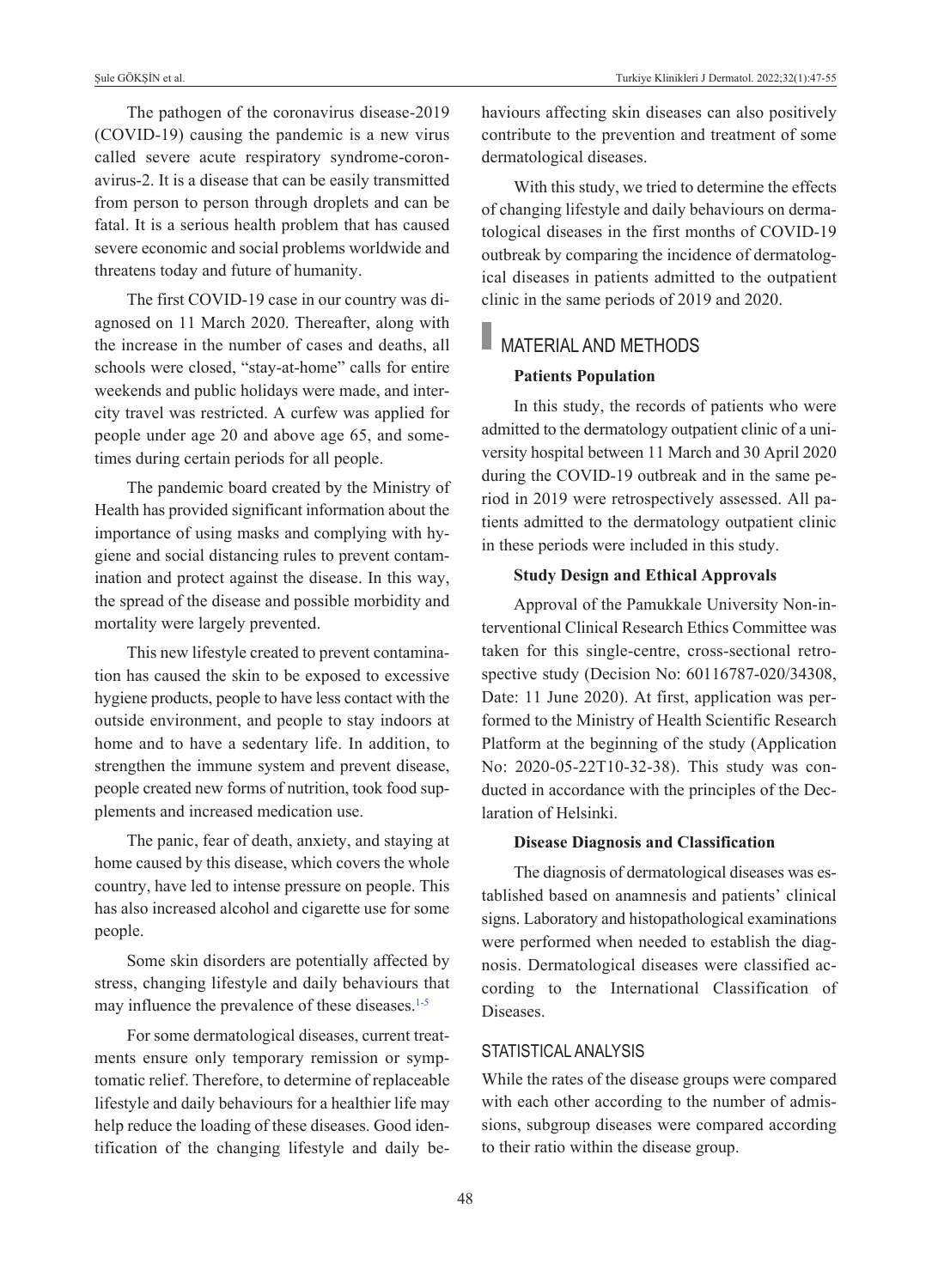The pathogen of the coronavirus disease-2019 (COVID-19) causing the pandemic is a new virus called severe acute respiratory syndrome-coronavirus-2. It is a disease that can be easily transmitted from person to person through droplets and can be fatal. It is a serious health problem that has caused severe economic and social problems worldwide and threatens today and future of humanity.

The first COVID-19 case in our country was diagnosed on 11 March 2020. Thereafter, along with the increase in the number of cases and deaths, all schools were closed, "stay-at-home" calls for entire weekends and public holidays were made, and intercity travel was restricted. A curfew was applied for people under age 20 and above age 65, and sometimes during certain periods for all people.

The pandemic board created by the Ministry of Health has provided significant information about the importance of using masks and complying with hygiene and social distancing rules to prevent contamination and protect against the disease. In this way, the spread of the disease and possible morbidity and mortality were largely prevented.

This new lifestyle created to prevent contamination has caused the skin to be exposed to excessive hygiene products, people to have less contact with the outside environment, and people to stay indoors at home and to have a sedentary life. In addition, to strengthen the immune system and prevent disease, people created new forms of nutrition, took food supplements and increased medication use.

The panic, fear of death, anxiety, and staying at home caused by this disease, which covers the whole country, have led to intense pressure on people. This has also increased alcohol and cigarette use for some people.

Some skin disorders are potentially affected by stress, changing lifestyle and daily behaviours that may influence the prevalence of these diseases.[1-5]

For some dermatological diseases, current treatments ensure only temporary remission or symptomatic relief. Therefore, to determine of replaceable lifestyle and daily behaviours for a healthier life may help reduce the loading of these diseases. Good identification of the changing lifestyle and daily behaviours affecting skin diseases can also positively contribute to the prevention and treatment of some dermatological diseases.

With this study, we tried to determine the effects of changing lifestyle and daily behaviours on dermatological diseases in the first months of COVID-19 outbreak by comparing the incidence of dermatological diseases in patients admitted to the outpatient clinic in the same periods of 2019 and 2020.

## MATERIAL AND METHODS

### Patients Population

In this study, the records of patients who were admitted to the dermatology outpatient clinic of a university hospital between 11 March and 30 April 2020 during the COVID-19 outbreak and in the same period in 2019 were retrospectively assessed. All patients admitted to the dermatology outpatient clinic in these periods were included in this study.

### Study Design and Ethical Approvals

Approval of the Pamukkale University Non-interventional Clinical Research Ethics Committee was taken for this single-centre, cross-sectional retrospective study (Decision No: 60116787-020/34308, Date: 11 June 2020). At first, application was performed to the Ministry of Health Scientific Research Platform at the beginning of the study (Application No: 2020-05-22T10-32-38). This study was conducted in accordance with the principles of the Declaration of Helsinki.

### Disease Diagnosis and Classification

The diagnosis of dermatological diseases was established based on anamnesis and patients' clinical signs. Laboratory and histopathological examinations were performed when needed to establish the diagnosis. Dermatological diseases were classified according to the International Classification of Diseases.

## STATISTICAL ANALYSIS

While the rates of the disease groups were compared with each other according to the number of admissions, subgroup diseases were compared according to their ratio within the disease group.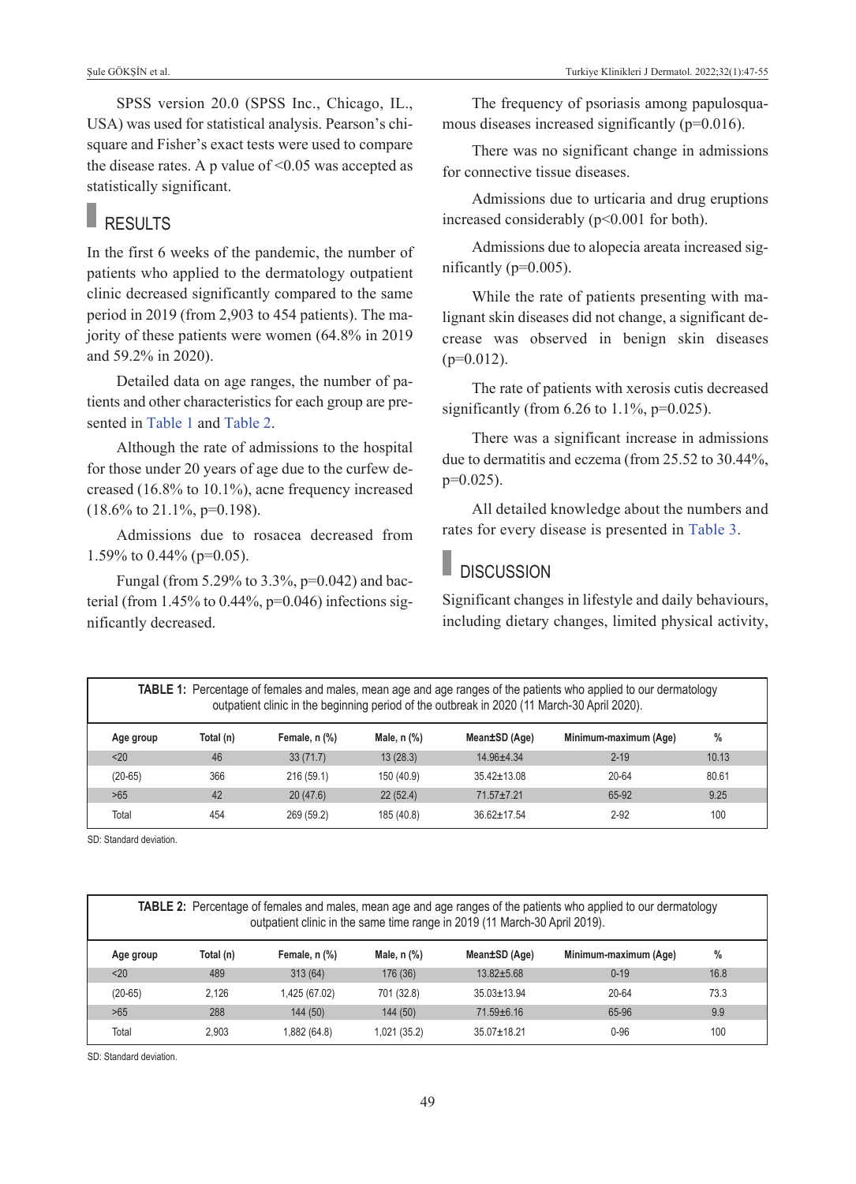SPSS version 20.0 (SPSS Inc., Chicago, IL., USA) was used for statistical analysis. Pearson's chi-square and Fisher's exact tests were used to compare the disease rates. A p value of <0.05 was accepted as statistically significant.

## RESULTS

In the first 6 weeks of the pandemic, the number of patients who applied to the dermatology outpatient clinic decreased significantly compared to the same period in 2019 (from 2,903 to 454 patients). The majority of these patients were women (64.8% in 2019 and 59.2% in 2020).

Detailed data on age ranges, the number of patients and other characteristics for each group are presented in Table 1 and Table 2.

Although the rate of admissions to the hospital for those under 20 years of age due to the curfew decreased (16.8% to 10.1%), acne frequency increased (18.6% to 21.1%, p=0.198).

Admissions due to rosacea decreased from 1.59% to 0.44% (p=0.05).

Fungal (from 5.29% to 3.3%, p=0.042) and bacterial (from 1.45% to 0.44%, p=0.046) infections significantly decreased.

The frequency of psoriasis among papulosquamous diseases increased significantly (p=0.016).

There was no significant change in admissions for connective tissue diseases.

Admissions due to urticaria and drug eruptions increased considerably (p<0.001 for both).

Admissions due to alopecia areata increased significantly (p=0.005).

While the rate of patients presenting with malignant skin diseases did not change, a significant decrease was observed in benign skin diseases (p=0.012).

The rate of patients with xerosis cutis decreased significantly (from 6.26 to 1.1%, p=0.025).

There was a significant increase in admissions due to dermatitis and eczema (from 25.52 to 30.44%, p=0.025).

All detailed knowledge about the numbers and rates for every disease is presented in Table 3.

## DISCUSSION

Significant changes in lifestyle and daily behaviours, including dietary changes, limited physical activity,

**TABLE 1:** Percentage of females and males, mean age and age ranges of the patients who applied to our dermatology outpatient clinic in the beginning period of the outbreak in 2020 (11 March-30 April 2020).

| Age group | Total (n) | Female, n (%) | Male, n (%) | Mean±SD (Age) | Minimum-maximum (Age) | % |
|---|---|---|---|---|---|---|
| <20 | 46 | 33 (71.7) | 13 (28.3) | 14.96±4.34 | 2-19 | 10.13 |
| (20-65) | 366 | 216 (59.1) | 150 (40.9) | 35.42±13.08 | 20-64 | 80.61 |
| >65 | 42 | 20 (47.6) | 22 (52.4) | 71.57±7.21 | 65-92 | 9.25 |
| Total | 454 | 269 (59.2) | 185 (40.8) | 36.62±17.54 | 2-92 | 100 |

SD: Standard deviation.

**TABLE 2:** Percentage of females and males, mean age and age ranges of the patients who applied to our dermatology outpatient clinic in the same time range in 2019 (11 March-30 April 2019).

| Age group | Total (n) | Female, n (%) | Male, n (%) | Mean±SD (Age) | Minimum-maximum (Age) | % |
|---|---|---|---|---|---|---|
| <20 | 489 | 313 (64) | 176 (36) | 13.82±5.68 | 0-19 | 16.8 |
| (20-65) | 2,126 | 1,425 (67.02) | 701 (32.8) | 35.03±13.94 | 20-64 | 73.3 |
| >65 | 288 | 144 (50) | 144 (50) | 71.59±6.16 | 65-96 | 9.9 |
| Total | 2,903 | 1,882 (64.8) | 1,021 (35.2) | 35.07±18.21 | 0-96 | 100 |

SD: Standard deviation.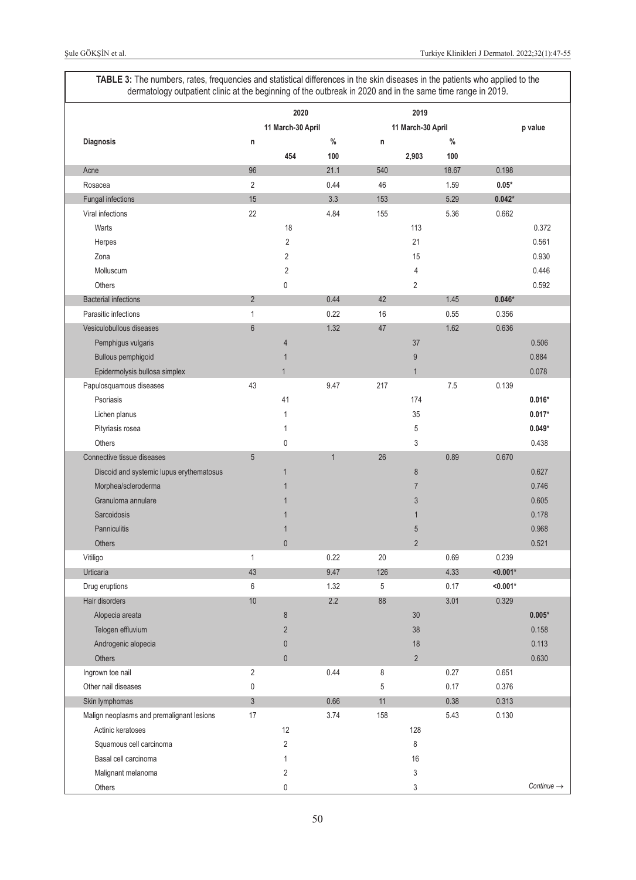**TABLE 3:** The numbers, rates, frequencies and statistical differences in the skin diseases in the patients who applied to the dermatology outpatient clinic at the beginning of the outbreak in 2020 and in the same time range in 2019.

| Diagnosis | 2020 11 March-30 April n | | 2020 % | 2019 11 March-30 April n | | 2019 % | p value | |
|---|---|---|---|---|---|---|---|---|
| | | 454 | 100 | | 2,903 | 100 | | |
| Acne | 96 | | 21.1 | 540 | | 18.67 | 0.198 | |
| Rosacea | 2 | | 0.44 | 46 | | 1.59 | **0.05*** | |
| Fungal infections | 15 | | 3.3 | 153 | | 5.29 | **0.042*** | |
| Viral infections | 22 | | 4.84 | 155 | | 5.36 | 0.662 | |
| Warts | | 18 | | | 113 | | | 0.372 |
| Herpes | | 2 | | | 21 | | | 0.561 |
| Zona | | 2 | | | 15 | | | 0.930 |
| Molluscum | | 2 | | | 4 | | | 0.446 |
| Others | | 0 | | | 2 | | | 0.592 |
| Bacterial infections | 2 | | 0.44 | 42 | | 1.45 | **0.046*** | |
| Parasitic infections | 1 | | 0.22 | 16 | | 0.55 | 0.356 | |
| Vesiculobullous diseases | 6 | | 1.32 | 47 | | 1.62 | 0.636 | |
| Pemphigus vulgaris | | 4 | | | 37 | | | 0.506 |
| Bullous pemphigoid | | 1 | | | 9 | | | 0.884 |
| Epidermolysis bullosa simplex | | 1 | | | 1 | | | 0.078 |
| Papulosquamous diseases | 43 | | 9.47 | 217 | | 7.5 | 0.139 | |
| Psoriasis | | 41 | | | 174 | | | **0.016*** |
| Lichen planus | | 1 | | | 35 | | | **0.017*** |
| Pityriasis rosea | | 1 | | | 5 | | | **0.049*** |
| Others | | 0 | | | 3 | | | 0.438 |
| Connective tissue diseases | 5 | | 1 | 26 | | 0.89 | 0.670 | |
| Discoid and systemic lupus erythematosus | | 1 | | | 8 | | | 0.627 |
| Morphea/scleroderma | | 1 | | | 7 | | | 0.746 |
| Granuloma annulare | | 1 | | | 3 | | | 0.605 |
| Sarcoidosis | | 1 | | | 1 | | | 0.178 |
| Panniculitis | | 1 | | | 5 | | | 0.968 |
| Others | | 0 | | | 2 | | | 0.521 |
| Vitiligo | 1 | | 0.22 | 20 | | 0.69 | 0.239 | |
| Urticaria | 43 | | 9.47 | 126 | | 4.33 | **<0.001*** | |
| Drug eruptions | 6 | | 1.32 | 5 | | 0.17 | **<0.001*** | |
| Hair disorders | 10 | | 2.2 | 88 | | 3.01 | 0.329 | |
| Alopecia areata | | 8 | | | 30 | | | **0.005*** |
| Telogen effluvium | | 2 | | | 38 | | | 0.158 |
| Androgenic alopecia | | 0 | | | 18 | | | 0.113 |
| Others | | 0 | | | 2 | | | 0.630 |
| Ingrown toe nail | 2 | | 0.44 | 8 | | 0.27 | 0.651 | |
| Other nail diseases | 0 | | | 5 | | 0.17 | 0.376 | |
| Skin lymphomas | 3 | | 0.66 | 11 | | 0.38 | 0.313 | |
| Malign neoplasms and premalignant lesions | 17 | | 3.74 | 158 | | 5.43 | 0.130 | |
| Actinic keratoses | | 12 | | | 128 | | | |
| Squamous cell carcinoma | | 2 | | | 8 | | | |
| Basal cell carcinoma | | 1 | | | 16 | | | |
| Malignant melanoma | | 2 | | | 3 | | | |
| Others | | 0 | | | 3 | | | |

*Continue →*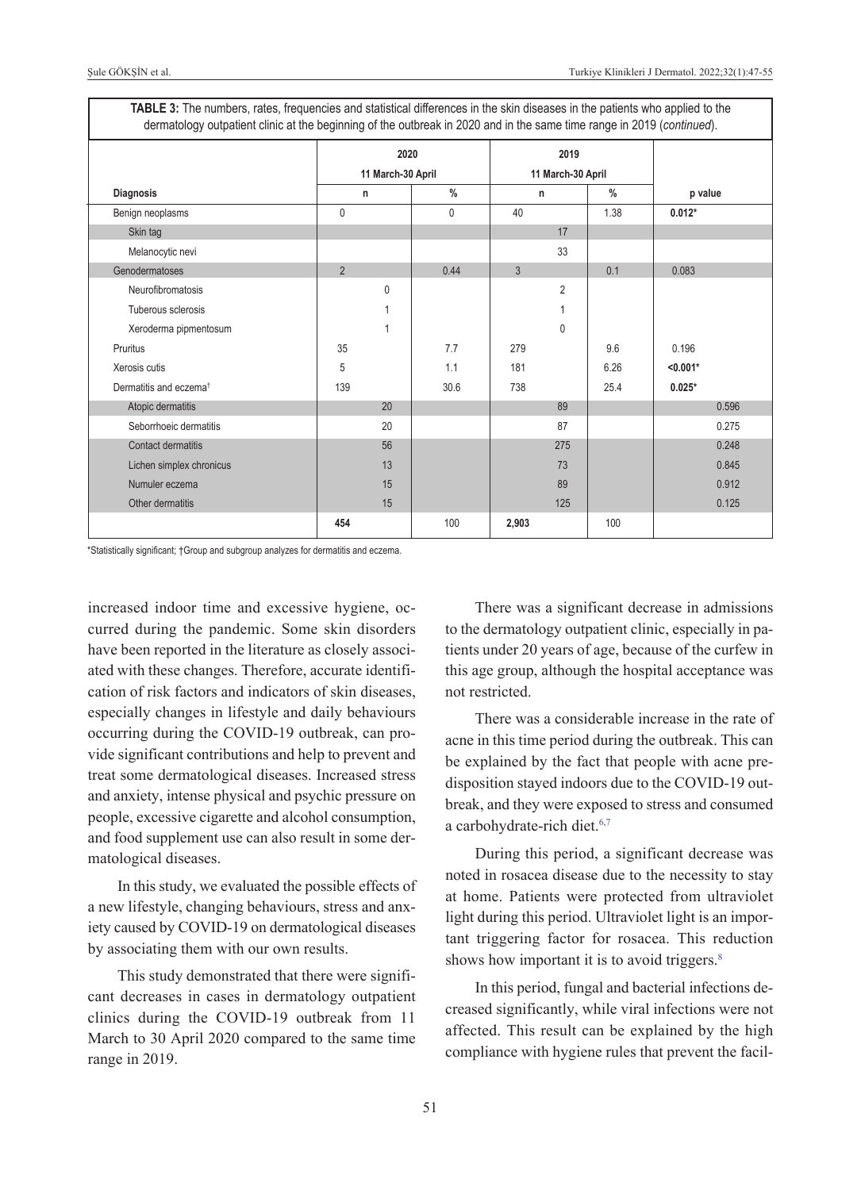**TABLE 3:** The numbers, rates, frequencies and statistical differences in the skin diseases in the patients who applied to the dermatology outpatient clinic at the beginning of the outbreak in 2020 and in the same time range in 2019 (*continued*).

| | 2020 | | 2019 | | |
|---|---|---|---|---|---|
| | 11 March-30 April | | 11 March-30 April | | |
| **Diagnosis** | **n** | **%** | **n** | **%** | **p value** |
| Benign neoplasms | 0 | 0 | 40 | 1.38 | **0.012*** |
| Skin tag | | | 17 | | |
| Melanocytic nevi | | | 33 | | |
| Genodermatoses | 2 | 0.44 | 3 | 0.1 | 0.083 |
| Neurofibromatosis | 0 | | 2 | | |
| Tuberous sclerosis | 1 | | 1 | | |
| Xeroderma pipmentosum | 1 | | 0 | | |
| Pruritus | 35 | 7.7 | 279 | 9.6 | 0.196 |
| Xerosis cutis | 5 | 1.1 | 181 | 6.26 | **<0.001*** |
| Dermatitis and eczema† | 139 | 30.6 | 738 | 25.4 | **0.025*** |
| Atopic dermatitis | 20 | | 89 | | 0.596 |
| Seborrhoeic dermatitis | 20 | | 87 | | 0.275 |
| Contact dermatitis | 56 | | 275 | | 0.248 |
| Lichen simplex chronicus | 13 | | 73 | | 0.845 |
| Numuler eczema | 15 | | 89 | | 0.912 |
| Other dermatitis | 15 | | 125 | | 0.125 |
| | **454** | 100 | **2,903** | 100 | |

*Statistically significant; †Group and subgroup analyzes for dermatitis and eczema.

increased indoor time and excessive hygiene, occurred during the pandemic. Some skin disorders have been reported in the literature as closely associated with these changes. Therefore, accurate identification of risk factors and indicators of skin diseases, especially changes in lifestyle and daily behaviours occurring during the COVID-19 outbreak, can provide significant contributions and help to prevent and treat some dermatological diseases. Increased stress and anxiety, intense physical and psychic pressure on people, excessive cigarette and alcohol consumption, and food supplement use can also result in some dermatological diseases.

In this study, we evaluated the possible effects of a new lifestyle, changing behaviours, stress and anxiety caused by COVID-19 on dermatological diseases by associating them with our own results.

This study demonstrated that there were significant decreases in cases in dermatology outpatient clinics during the COVID-19 outbreak from 11 March to 30 April 2020 compared to the same time range in 2019.

There was a significant decrease in admissions to the dermatology outpatient clinic, especially in patients under 20 years of age, because of the curfew in this age group, although the hospital acceptance was not restricted.

There was a considerable increase in the rate of acne in this time period during the outbreak. This can be explained by the fact that people with acne predisposition stayed indoors due to the COVID-19 outbreak, and they were exposed to stress and consumed a carbohydrate-rich diet.[6,7]

During this period, a significant decrease was noted in rosacea disease due to the necessity to stay at home. Patients were protected from ultraviolet light during this period. Ultraviolet light is an important triggering factor for rosacea. This reduction shows how important it is to avoid triggers.[8]

In this period, fungal and bacterial infections decreased significantly, while viral infections were not affected. This result can be explained by the high compliance with hygiene rules that prevent the facil-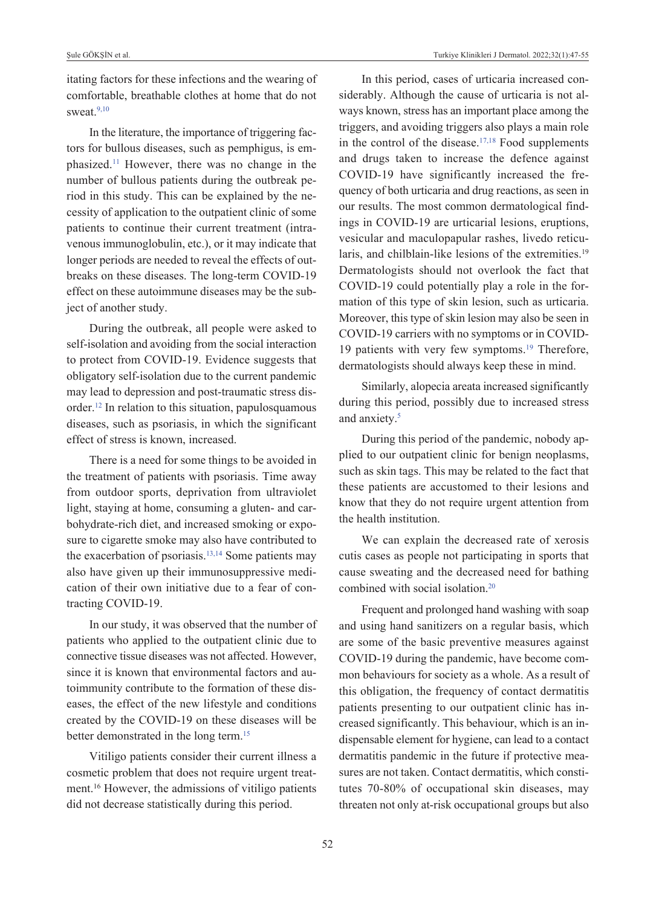itating factors for these infections and the wearing of comfortable, breathable clothes at home that do not sweat.[9,10]

In the literature, the importance of triggering factors for bullous diseases, such as pemphigus, is emphasized.[11] However, there was no change in the number of bullous patients during the outbreak period in this study. This can be explained by the necessity of application to the outpatient clinic of some patients to continue their current treatment (intravenous immunoglobulin, etc.), or it may indicate that longer periods are needed to reveal the effects of outbreaks on these diseases. The long-term COVID-19 effect on these autoimmune diseases may be the subject of another study.

During the outbreak, all people were asked to self-isolation and avoiding from the social interaction to protect from COVID-19. Evidence suggests that obligatory self-isolation due to the current pandemic may lead to depression and post-traumatic stress disorder.[12] In relation to this situation, papulosquamous diseases, such as psoriasis, in which the significant effect of stress is known, increased.

There is a need for some things to be avoided in the treatment of patients with psoriasis. Time away from outdoor sports, deprivation from ultraviolet light, staying at home, consuming a gluten- and carbohydrate-rich diet, and increased smoking or exposure to cigarette smoke may also have contributed to the exacerbation of psoriasis.[13,14] Some patients may also have given up their immunosuppressive medication of their own initiative due to a fear of contracting COVID-19.

In our study, it was observed that the number of patients who applied to the outpatient clinic due to connective tissue diseases was not affected. However, since it is known that environmental factors and autoimmunity contribute to the formation of these diseases, the effect of the new lifestyle and conditions created by the COVID-19 on these diseases will be better demonstrated in the long term.[15]

Vitiligo patients consider their current illness a cosmetic problem that does not require urgent treatment.[16] However, the admissions of vitiligo patients did not decrease statistically during this period.

In this period, cases of urticaria increased considerably. Although the cause of urticaria is not always known, stress has an important place among the triggers, and avoiding triggers also plays a main role in the control of the disease.[17,18] Food supplements and drugs taken to increase the defence against COVID-19 have significantly increased the frequency of both urticaria and drug reactions, as seen in our results. The most common dermatological findings in COVID-19 are urticarial lesions, eruptions, vesicular and maculopapular rashes, livedo reticularis, and chilblain-like lesions of the extremities.[19] Dermatologists should not overlook the fact that COVID-19 could potentially play a role in the formation of this type of skin lesion, such as urticaria. Moreover, this type of skin lesion may also be seen in COVID-19 carriers with no symptoms or in COVID-19 patients with very few symptoms.[19] Therefore, dermatologists should always keep these in mind.

Similarly, alopecia areata increased significantly during this period, possibly due to increased stress and anxiety.[5]

During this period of the pandemic, nobody applied to our outpatient clinic for benign neoplasms, such as skin tags. This may be related to the fact that these patients are accustomed to their lesions and know that they do not require urgent attention from the health institution.

We can explain the decreased rate of xerosis cutis cases as people not participating in sports that cause sweating and the decreased need for bathing combined with social isolation.[20]

Frequent and prolonged hand washing with soap and using hand sanitizers on a regular basis, which are some of the basic preventive measures against COVID-19 during the pandemic, have become common behaviours for society as a whole. As a result of this obligation, the frequency of contact dermatitis patients presenting to our outpatient clinic has increased significantly. This behaviour, which is an indispensable element for hygiene, can lead to a contact dermatitis pandemic in the future if protective measures are not taken. Contact dermatitis, which constitutes 70-80% of occupational skin diseases, may threaten not only at-risk occupational groups but also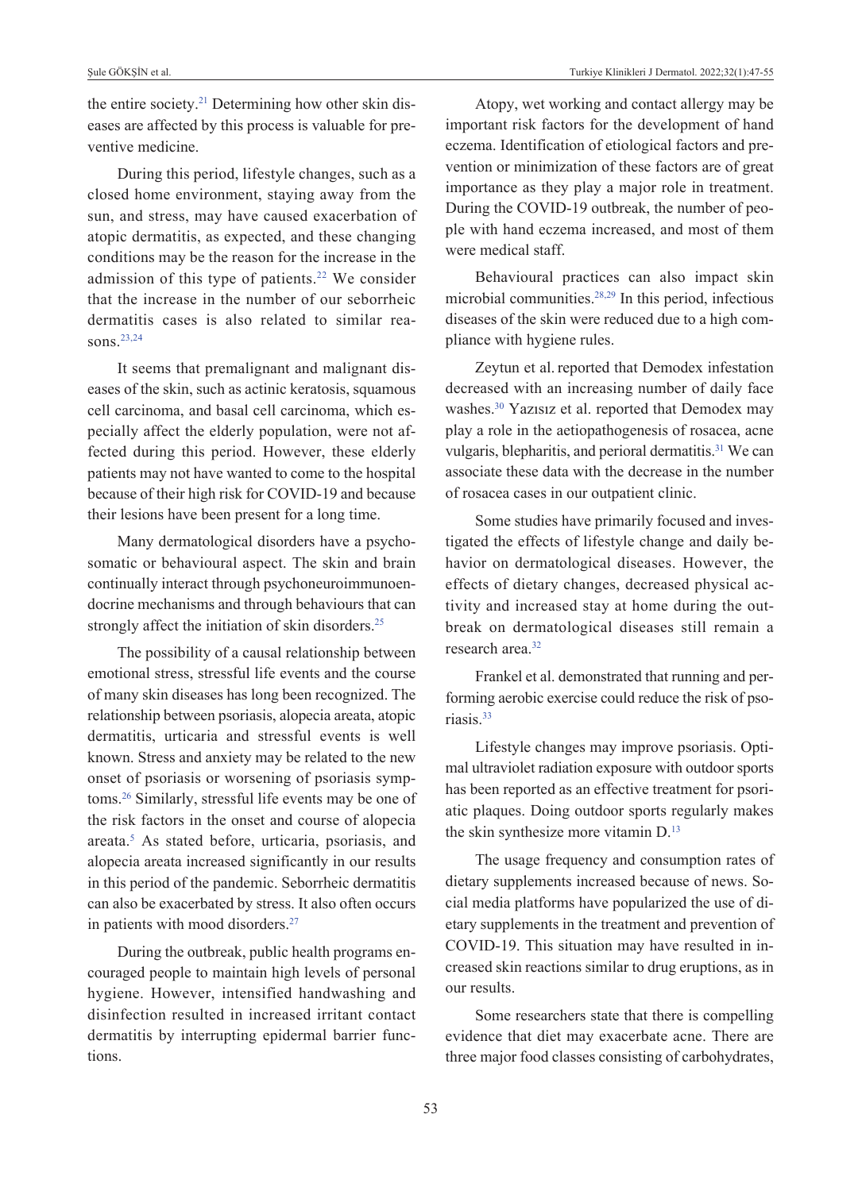the entire society.[21] Determining how other skin diseases are affected by this process is valuable for preventive medicine.

During this period, lifestyle changes, such as a closed home environment, staying away from the sun, and stress, may have caused exacerbation of atopic dermatitis, as expected, and these changing conditions may be the reason for the increase in the admission of this type of patients.[22] We consider that the increase in the number of our seborrheic dermatitis cases is also related to similar reasons.[23,24]

It seems that premalignant and malignant diseases of the skin, such as actinic keratosis, squamous cell carcinoma, and basal cell carcinoma, which especially affect the elderly population, were not affected during this period. However, these elderly patients may not have wanted to come to the hospital because of their high risk for COVID-19 and because their lesions have been present for a long time.

Many dermatological disorders have a psychosomatic or behavioural aspect. The skin and brain continually interact through psychoneuroimmunoendocrine mechanisms and through behaviours that can strongly affect the initiation of skin disorders.[25]

The possibility of a causal relationship between emotional stress, stressful life events and the course of many skin diseases has long been recognized. The relationship between psoriasis, alopecia areata, atopic dermatitis, urticaria and stressful events is well known. Stress and anxiety may be related to the new onset of psoriasis or worsening of psoriasis symptoms.[26] Similarly, stressful life events may be one of the risk factors in the onset and course of alopecia areata.[5] As stated before, urticaria, psoriasis, and alopecia areata increased significantly in our results in this period of the pandemic. Seborrheic dermatitis can also be exacerbated by stress. It also often occurs in patients with mood disorders.[27]

During the outbreak, public health programs encouraged people to maintain high levels of personal hygiene. However, intensified handwashing and disinfection resulted in increased irritant contact dermatitis by interrupting epidermal barrier functions.

Atopy, wet working and contact allergy may be important risk factors for the development of hand eczema. Identification of etiological factors and prevention or minimization of these factors are of great importance as they play a major role in treatment. During the COVID-19 outbreak, the number of people with hand eczema increased, and most of them were medical staff.

Behavioural practices can also impact skin microbial communities.[28,29] In this period, infectious diseases of the skin were reduced due to a high compliance with hygiene rules.

Zeytun et al. reported that Demodex infestation decreased with an increasing number of daily face washes.[30] Yazısız et al. reported that Demodex may play a role in the aetiopathogenesis of rosacea, acne vulgaris, blepharitis, and perioral dermatitis.[31] We can associate these data with the decrease in the number of rosacea cases in our outpatient clinic.

Some studies have primarily focused and investigated the effects of lifestyle change and daily behavior on dermatological diseases. However, the effects of dietary changes, decreased physical activity and increased stay at home during the outbreak on dermatological diseases still remain a research area.[32]

Frankel et al. demonstrated that running and performing aerobic exercise could reduce the risk of psoriasis.[33]

Lifestyle changes may improve psoriasis. Optimal ultraviolet radiation exposure with outdoor sports has been reported as an effective treatment for psoriatic plaques. Doing outdoor sports regularly makes the skin synthesize more vitamin D.[13]

The usage frequency and consumption rates of dietary supplements increased because of news. Social media platforms have popularized the use of dietary supplements in the treatment and prevention of COVID-19. This situation may have resulted in increased skin reactions similar to drug eruptions, as in our results.

Some researchers state that there is compelling evidence that diet may exacerbate acne. There are three major food classes consisting of carbohydrates,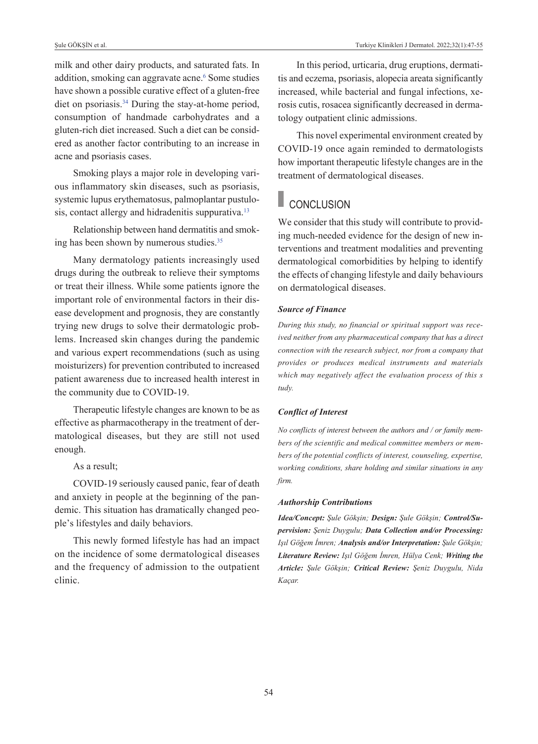milk and other dairy products, and saturated fats. In addition, smoking can aggravate acne.[6] Some studies have shown a possible curative effect of a gluten-free diet on psoriasis.[34] During the stay-at-home period, consumption of handmade carbohydrates and a gluten-rich diet increased. Such a diet can be considered as another factor contributing to an increase in acne and psoriasis cases.

Smoking plays a major role in developing various inflammatory skin diseases, such as psoriasis, systemic lupus erythematosus, palmoplantar pustulosis, contact allergy and hidradenitis suppurativa.[13]

Relationship between hand dermatitis and smoking has been shown by numerous studies.[35]

Many dermatology patients increasingly used drugs during the outbreak to relieve their symptoms or treat their illness. While some patients ignore the important role of environmental factors in their disease development and prognosis, they are constantly trying new drugs to solve their dermatologic problems. Increased skin changes during the pandemic and various expert recommendations (such as using moisturizers) for prevention contributed to increased patient awareness due to increased health interest in the community due to COVID-19.

Therapeutic lifestyle changes are known to be as effective as pharmacotherapy in the treatment of dermatological diseases, but they are still not used enough.

As a result;

COVID-19 seriously caused panic, fear of death and anxiety in people at the beginning of the pandemic. This situation has dramatically changed people's lifestyles and daily behaviors.

This newly formed lifestyle has had an impact on the incidence of some dermatological diseases and the frequency of admission to the outpatient clinic.

In this period, urticaria, drug eruptions, dermatitis and eczema, psoriasis, alopecia areata significantly increased, while bacterial and fungal infections, xerosis cutis, rosacea significantly decreased in dermatology outpatient clinic admissions.

This novel experimental environment created by COVID-19 once again reminded to dermatologists how important therapeutic lifestyle changes are in the treatment of dermatological diseases.

## CONCLUSION

We consider that this study will contribute to providing much-needed evidence for the design of new interventions and treatment modalities and preventing dermatological comorbidities by helping to identify the effects of changing lifestyle and daily behaviours on dermatological diseases.

### *Source of Finance*

*During this study, no financial or spiritual support was received neither from any pharmaceutical company that has a direct connection with the research subject, nor from a company that provides or produces medical instruments and materials which may negatively affect the evaluation process of this study.*

### *Conflict of Interest*

*No conflicts of interest between the authors and / or family members of the scientific and medical committee members or members of the potential conflicts of interest, counseling, expertise, working conditions, share holding and similar situations in any firm.*

### *Authorship Contributions*

***Idea/Concept:*** *Şule Gökşin;* ***Design:*** *Şule Gökşin;* ***Control/Supervision:*** *Şeniz Duygulu;* ***Data Collection and/or Processing:*** *Işıl Göğem İmren;* ***Analysis and/or Interpretation:*** *Şule Gökşin;* ***Literature Review:*** *Işıl Göğem İmren, Hülya Cenk;* ***Writing the Article:*** *Şule Gökşin;* ***Critical Review:*** *Şeniz Duygulu, Nida Kaçar.*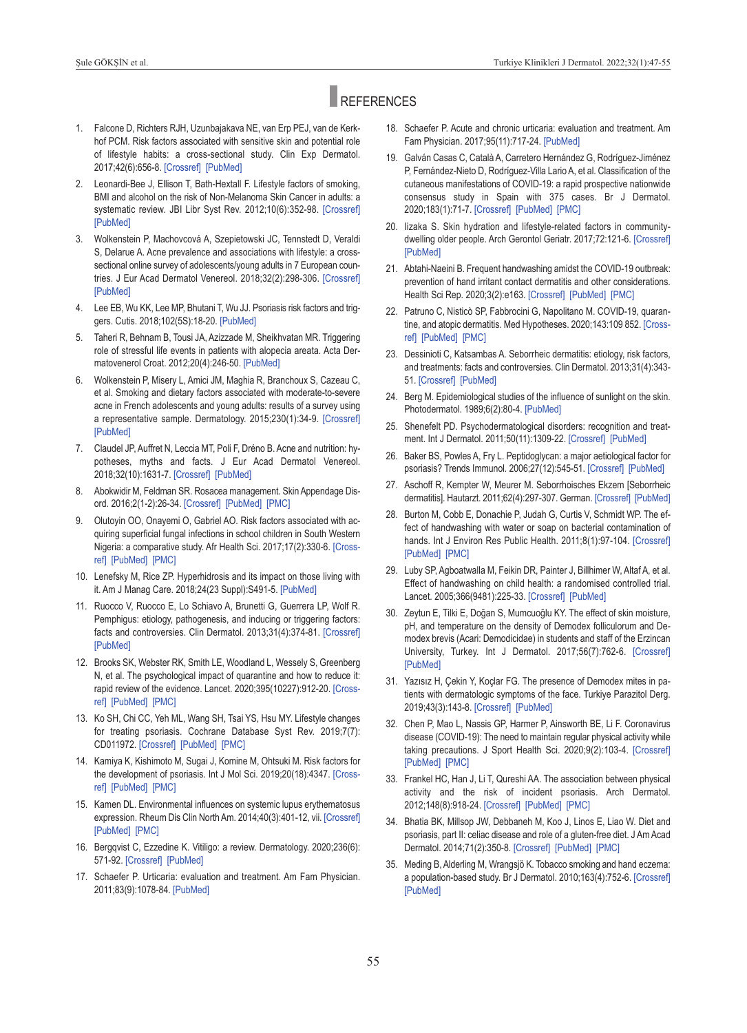## REFERENCES

1. Falcone D, Richters RJH, Uzunbajakava NE, van Erp PEJ, van de Kerkhof PCM. Risk factors associated with sensitive skin and potential role of lifestyle habits: a cross-sectional study. Clin Exp Dermatol. 2017;42(6):656-8. [Crossref] [PubMed]
2. Leonardi-Bee J, Ellison T, Bath-Hextall F. Lifestyle factors of smoking, BMI and alcohol on the risk of Non-Melanoma Skin Cancer in adults: a systematic review. JBI Libr Syst Rev. 2012;10(6):352-98. [Crossref] [PubMed]
3. Wolkenstein P, Machovcová A, Szepietowski JC, Tennstedt D, Veraldi S, Delarue A. Acne prevalence and associations with lifestyle: a cross-sectional online survey of adolescents/young adults in 7 European countries. J Eur Acad Dermatol Venereol. 2018;32(2):298-306. [Crossref] [PubMed]
4. Lee EB, Wu KK, Lee MP, Bhutani T, Wu JJ. Psoriasis risk factors and triggers. Cutis. 2018;102(5S):18-20. [PubMed]
5. Taheri R, Behnam B, Tousi JA, Azizzade M, Sheikhvatan MR. Triggering role of stressful life events in patients with alopecia areata. Acta Dermatovenerol Croat. 2012;20(4):246-50. [PubMed]
6. Wolkenstein P, Misery L, Amici JM, Maghia R, Branchoux S, Cazeau C, et al. Smoking and dietary factors associated with moderate-to-severe acne in French adolescents and young adults: results of a survey using a representative sample. Dermatology. 2015;230(1):34-9. [Crossref] [PubMed]
7. Claudel JP, Auffret N, Leccia MT, Poli F, Dréno B. Acne and nutrition: hypotheses, myths and facts. J Eur Acad Dermatol Venereol. 2018;32(10):1631-7. [Crossref] [PubMed]
8. Abokwidir M, Feldman SR. Rosacea management. Skin Appendage Disord. 2016;2(1-2):26-34. [Crossref] [PubMed] [PMC]
9. Olutoyin OO, Onayemi O, Gabriel AO. Risk factors associated with acquiring superficial fungal infections in school children in South Western Nigeria: a comparative study. Afr Health Sci. 2017;17(2):330-6. [Crossref] [PubMed] [PMC]
10. Lenefsky M, Rice ZP. Hyperhidrosis and its impact on those living with it. Am J Manag Care. 2018;24(23 Suppl):S491-5. [PubMed]
11. Ruocco V, Ruocco E, Lo Schiavo A, Brunetti G, Guerrera LP, Wolf R. Pemphigus: etiology, pathogenesis, and inducing or triggering factors: facts and controversies. Clin Dermatol. 2013;31(4):374-81. [Crossref] [PubMed]
12. Brooks SK, Webster RK, Smith LE, Woodland L, Wessely S, Greenberg N, et al. The psychological impact of quarantine and how to reduce it: rapid review of the evidence. Lancet. 2020;395(10227):912-20. [Crossref] [PubMed] [PMC]
13. Ko SH, Chi CC, Yeh ML, Wang SH, Tsai YS, Hsu MY. Lifestyle changes for treating psoriasis. Cochrane Database Syst Rev. 2019;7(7):CD011972. [Crossref] [PubMed] [PMC]
14. Kamiya K, Kishimoto M, Sugai J, Komine M, Ohtsuki M. Risk factors for the development of psoriasis. Int J Mol Sci. 2019;20(18):4347. [Crossref] [PubMed] [PMC]
15. Kamen DL. Environmental influences on systemic lupus erythematosus expression. Rheum Dis Clin North Am. 2014;40(3):401-12, vii. [Crossref] [PubMed] [PMC]
16. Bergqvist C, Ezzedine K. Vitiligo: a review. Dermatology. 2020;236(6):571-92. [Crossref] [PubMed]
17. Schaefer P. Urticaria: evaluation and treatment. Am Fam Physician. 2011;83(9):1078-84. [PubMed]
18. Schaefer P. Acute and chronic urticaria: evaluation and treatment. Am Fam Physician. 2017;95(11):717-24. [PubMed]
19. Galván Casas C, Català A, Carretero Hernández G, Rodríguez-Jiménez P, Fernández-Nieto D, Rodríguez-Villa Lario A, et al. Classification of the cutaneous manifestations of COVID-19: a rapid prospective nationwide consensus study in Spain with 375 cases. Br J Dermatol. 2020;183(1):71-7. [Crossref] [PubMed] [PMC]
20. Iizaka S. Skin hydration and lifestyle-related factors in community-dwelling older people. Arch Gerontol Geriatr. 2017;72:121-6. [Crossref] [PubMed]
21. Abtahi-Naeini B. Frequent handwashing amidst the COVID-19 outbreak: prevention of hand irritant contact dermatitis and other considerations. Health Sci Rep. 2020;3(2):e163. [Crossref] [PubMed] [PMC]
22. Patruno C, Nisticò SP, Fabbrocini G, Napolitano M. COVID-19, quarantine, and atopic dermatitis. Med Hypotheses. 2020;143:109 852. [Crossref] [PubMed] [PMC]
23. Dessinioti C, Katsambas A. Seborrheic dermatitis: etiology, risk factors, and treatments: facts and controversies. Clin Dermatol. 2013;31(4):343-51. [Crossref] [PubMed]
24. Berg M. Epidemiological studies of the influence of sunlight on the skin. Photodermatol. 1989;6(2):80-4. [PubMed]
25. Shenefelt PD. Psychodermatological disorders: recognition and treatment. Int J Dermatol. 2011;50(11):1309-22. [Crossref] [PubMed]
26. Baker BS, Powles A, Fry L. Peptidoglycan: a major aetiological factor for psoriasis? Trends Immunol. 2006;27(12):545-51. [Crossref] [PubMed]
27. Aschoff R, Kempter W, Meurer M. Seborrhoisches Ekzem [Seborrheic dermatitis]. Hautarzt. 2011;62(4):297-307. German. [Crossref] [PubMed]
28. Burton M, Cobb E, Donachie P, Judah G, Curtis V, Schmidt WP. The effect of handwashing with water or soap on bacterial contamination of hands. Int J Environ Res Public Health. 2011;8(1):97-104. [Crossref] [PubMed] [PMC]
29. Luby SP, Agboatwalla M, Feikin DR, Painter J, Billhimer W, Altaf A, et al. Effect of handwashing on child health: a randomised controlled trial. Lancet. 2005;366(9481):225-33. [Crossref] [PubMed]
30. Zeytun E, Tilki E, Doğan S, Mumcuoğlu KY. The effect of skin moisture, pH, and temperature on the density of Demodex folliculorum and Demodex brevis (Acari: Demodicidae) in students and staff of the Erzincan University, Turkey. Int J Dermatol. 2017;56(7):762-6. [Crossref] [PubMed]
31. Yazısız H, Çekin Y, Koçlar FG. The presence of Demodex mites in patients with dermatologic symptoms of the face. Turkiye Parazitol Derg. 2019;43(3):143-8. [Crossref] [PubMed]
32. Chen P, Mao L, Nassis GP, Harmer P, Ainsworth BE, Li F. Coronavirus disease (COVID-19): The need to maintain regular physical activity while taking precautions. J Sport Health Sci. 2020;9(2):103-4. [Crossref] [PubMed] [PMC]
33. Frankel HC, Han J, Li T, Qureshi AA. The association between physical activity and the risk of incident psoriasis. Arch Dermatol. 2012;148(8):918-24. [Crossref] [PubMed] [PMC]
34. Bhatia BK, Millsop JW, Debbaneh M, Koo J, Linos E, Liao W. Diet and psoriasis, part II: celiac disease and role of a gluten-free diet. J Am Acad Dermatol. 2014;71(2):350-8. [Crossref] [PubMed] [PMC]
35. Meding B, Alderling M, Wrangsjö K. Tobacco smoking and hand eczema: a population-based study. Br J Dermatol. 2010;163(4):752-6. [Crossref] [PubMed]